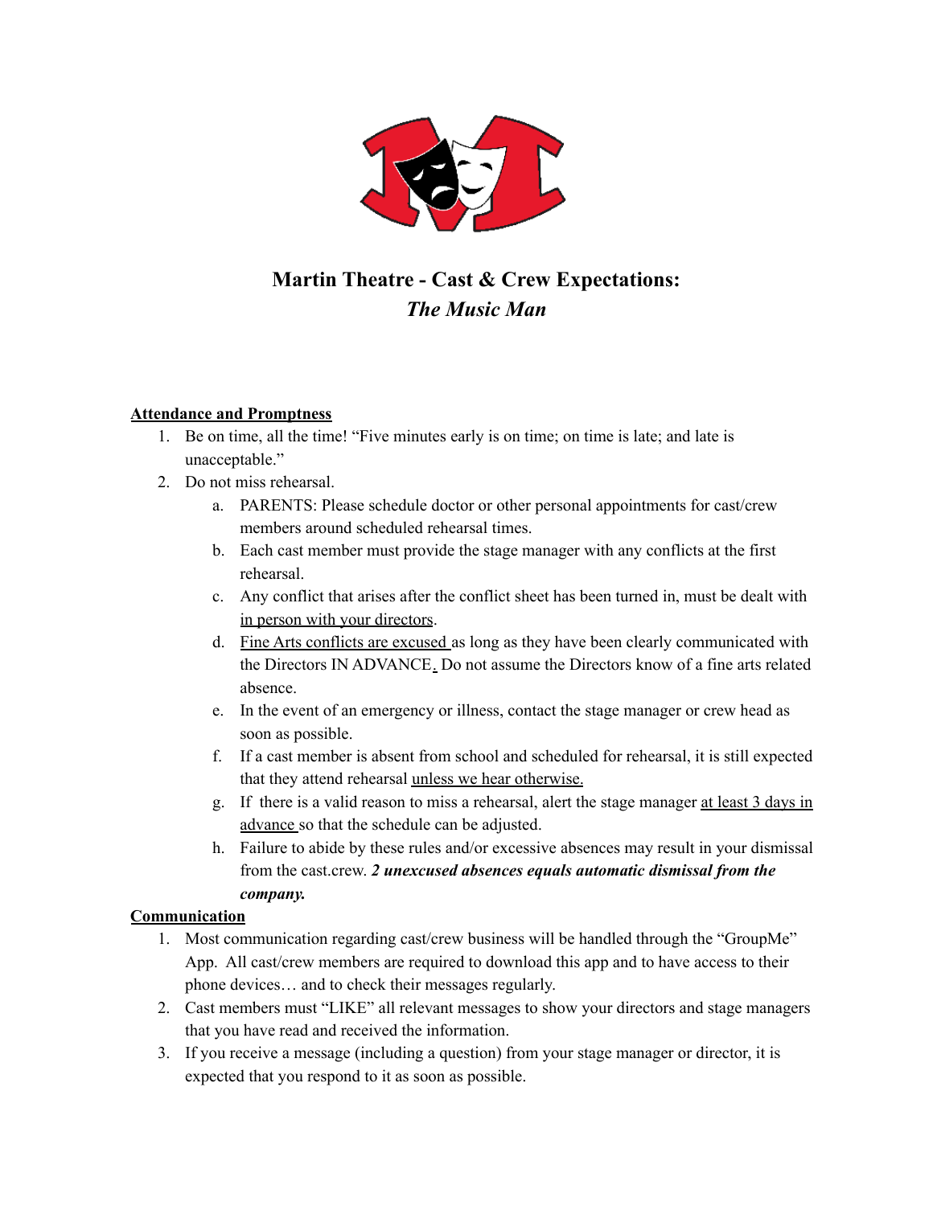# Martin Theatre - Cast & Crew Expectations:
## *The Music Man*

**Attendance and Promptness**

1. Be on time, all the time! "Five minutes early is on time; on time is late; and late is unacceptable."
2. Do not miss rehearsal.
    a. PARENTS: Please schedule doctor or other personal appointments for cast/crew members around scheduled rehearsal times.
    b. Each cast member must provide the stage manager with any conflicts at the first rehearsal.
    c. Any conflict that arises after the conflict sheet has been turned in, must be dealt with in person with your directors.
    d. Fine Arts conflicts are excused as long as they have been clearly communicated with the Directors IN ADVANCE. Do not assume the Directors know of a fine arts related absence.
    e. In the event of an emergency or illness, contact the stage manager or crew head as soon as possible.
    f. If a cast member is absent from school and scheduled for rehearsal, it is still expected that they attend rehearsal unless we hear otherwise.
    g. If there is a valid reason to miss a rehearsal, alert the stage manager at least 3 days in advance so that the schedule can be adjusted.
    h. Failure to abide by these rules and/or excessive absences may result in your dismissal from the cast.crew. ***2 unexcused absences equals automatic dismissal from the company.***

**Communication**

1. Most communication regarding cast/crew business will be handled through the "GroupMe" App. All cast/crew members are required to download this app and to have access to their phone devices… and to check their messages regularly.
2. Cast members must "LIKE" all relevant messages to show your directors and stage managers that you have read and received the information.
3. If you receive a message (including a question) from your stage manager or director, it is expected that you respond to it as soon as possible.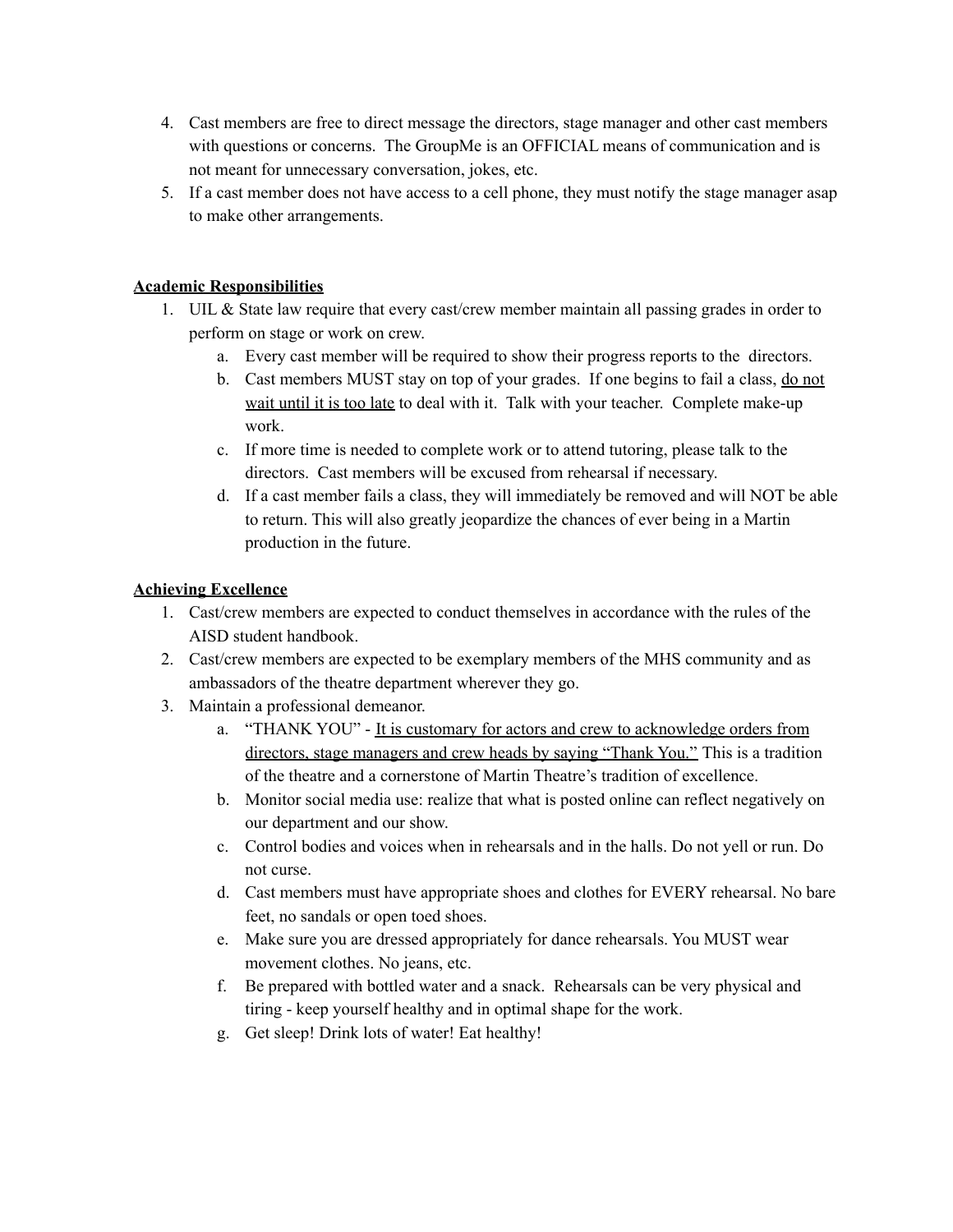4. Cast members are free to direct message the directors, stage manager and other cast members with questions or concerns. The GroupMe is an OFFICIAL means of communication and is not meant for unnecessary conversation, jokes, etc.
5. If a cast member does not have access to a cell phone, they must notify the stage manager asap to make other arrangements.

**Academic Responsibilities**

1. UIL & State law require that every cast/crew member maintain all passing grades in order to perform on stage or work on crew.
    a. Every cast member will be required to show their progress reports to the directors.
    b. Cast members MUST stay on top of your grades. If one begins to fail a class, do not wait until it is too late to deal with it. Talk with your teacher. Complete make-up work.
    c. If more time is needed to complete work or to attend tutoring, please talk to the directors. Cast members will be excused from rehearsal if necessary.
    d. If a cast member fails a class, they will immediately be removed and will NOT be able to return. This will also greatly jeopardize the chances of ever being in a Martin production in the future.

**Achieving Excellence**

1. Cast/crew members are expected to conduct themselves in accordance with the rules of the AISD student handbook.
2. Cast/crew members are expected to be exemplary members of the MHS community and as ambassadors of the theatre department wherever they go.
3. Maintain a professional demeanor.
    a. "THANK YOU" - It is customary for actors and crew to acknowledge orders from directors, stage managers and crew heads by saying "Thank You." This is a tradition of the theatre and a cornerstone of Martin Theatre's tradition of excellence.
    b. Monitor social media use: realize that what is posted online can reflect negatively on our department and our show.
    c. Control bodies and voices when in rehearsals and in the halls. Do not yell or run. Do not curse.
    d. Cast members must have appropriate shoes and clothes for EVERY rehearsal. No bare feet, no sandals or open toed shoes.
    e. Make sure you are dressed appropriately for dance rehearsals. You MUST wear movement clothes. No jeans, etc.
    f. Be prepared with bottled water and a snack. Rehearsals can be very physical and tiring - keep yourself healthy and in optimal shape for the work.
    g. Get sleep! Drink lots of water! Eat healthy!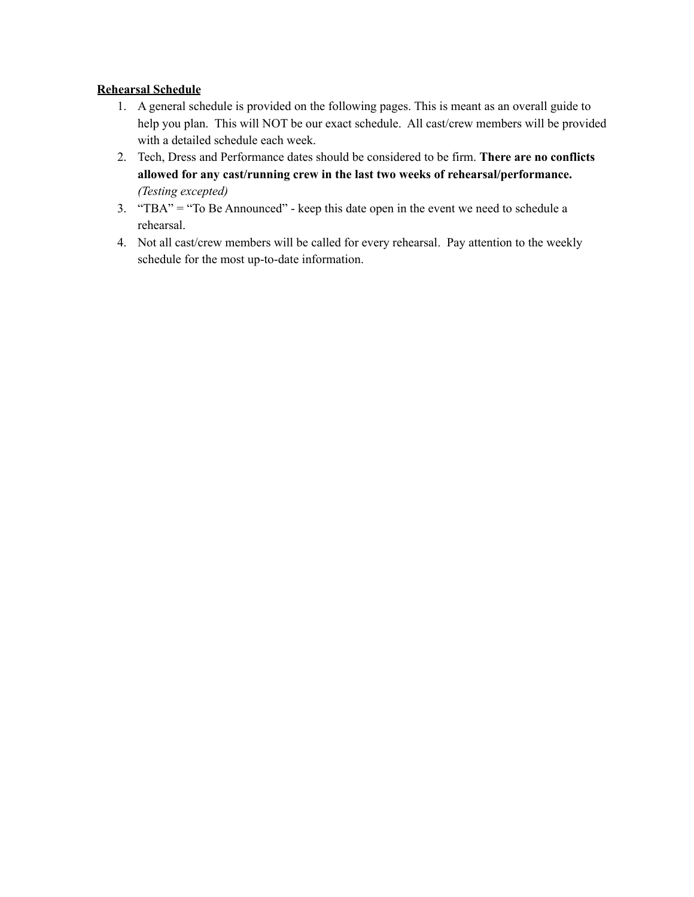**<u>Rehearsal Schedule</u>**

1. A general schedule is provided on the following pages. This is meant as an overall guide to help you plan. This will NOT be our exact schedule. All cast/crew members will be provided with a detailed schedule each week.
2. Tech, Dress and Performance dates should be considered to be firm. **There are no conflicts allowed for any cast/running crew in the last two weeks of rehearsal/performance.** *(Testing excepted)*
3. "TBA" = "To Be Announced" - keep this date open in the event we need to schedule a rehearsal.
4. Not all cast/crew members will be called for every rehearsal. Pay attention to the weekly schedule for the most up-to-date information.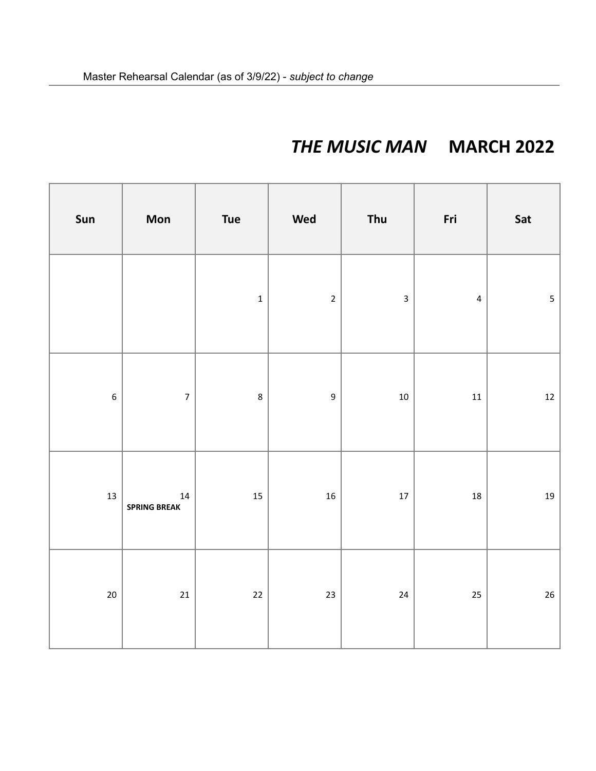Master Rehearsal Calendar (as of 3/9/22) - *subject to change*

# *THE MUSIC MAN* MARCH 2022

| Sun | Mon | Tue | Wed | Thu | Fri | Sat |
|---|---|---|---|---|---|---|
| | | 1 | 2 | 3 | 4 | 5 |
| 6 | 7 | 8 | 9 | 10 | 11 | 12 |
| 13 | 14 **SPRING BREAK** | 15 | 16 | 17 | 18 | 19 |
| 20 | 21 | 22 | 23 | 24 | 25 | 26 |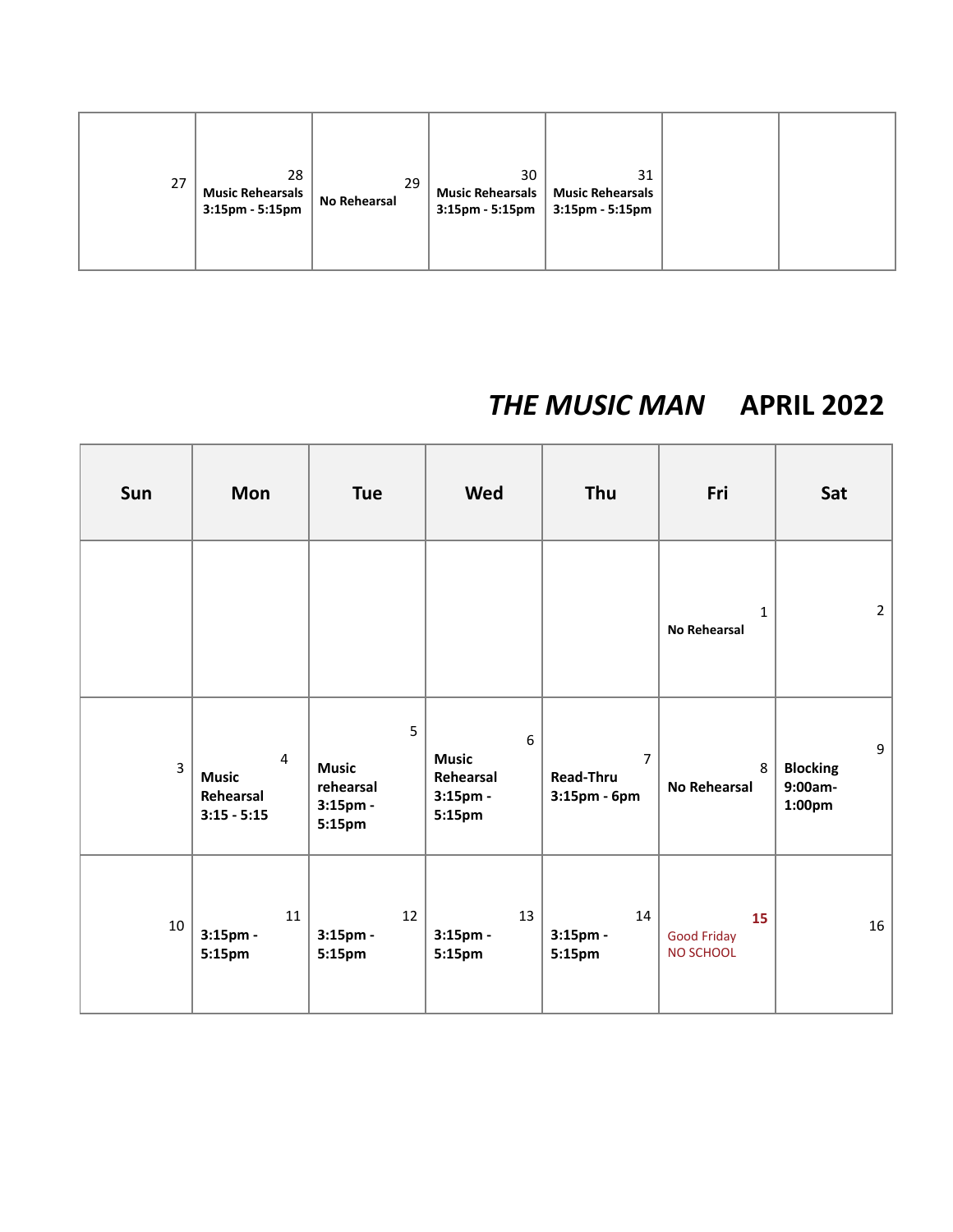| | | | | | | |
|---|---|---|---|---|---|---|
| 27 | 28 Music Rehearsals 3:15pm - 5:15pm | 29 No Rehearsal | 30 Music Rehearsals 3:15pm - 5:15pm | 31 Music Rehearsals 3:15pm - 5:15pm | | |

## *THE MUSIC MAN* APRIL 2022

| Sun | Mon | Tue | Wed | Thu | Fri | Sat |
|---|---|---|---|---|---|---|
| | | | | | 1 No Rehearsal | 2 |
| 3 | 4 Music Rehearsal 3:15 - 5:15 | 5 Music rehearsal 3:15pm - 5:15pm | 6 Music Rehearsal 3:15pm - 5:15pm | 7 Read-Thru 3:15pm - 6pm | 8 No Rehearsal | 9 Blocking 9:00am- 1:00pm |
| 10 | 11 3:15pm - 5:15pm | 12 3:15pm - 5:15pm | 13 3:15pm - 5:15pm | 14 3:15pm - 5:15pm | 15 Good Friday NO SCHOOL | 16 |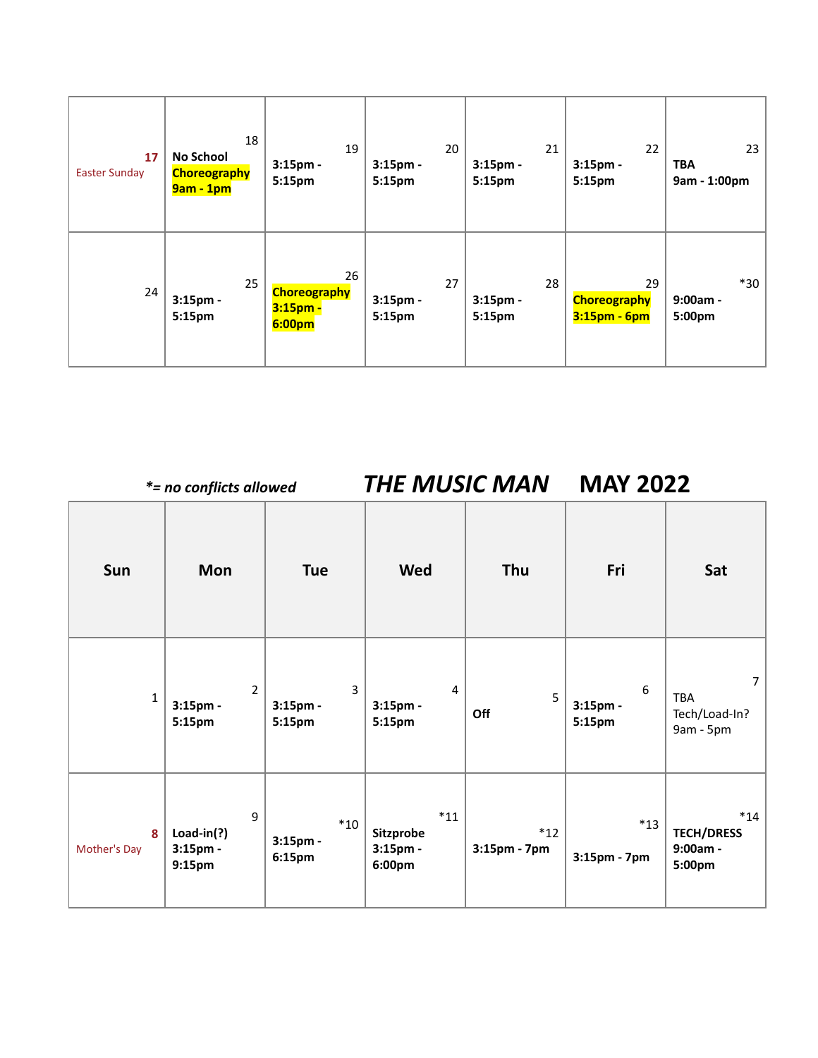| | | | | | | |
|---|---|---|---|---|---|---|
| 17 Easter Sunday | 18 **No School** **Choreography 9am - 1pm** | 19 **3:15pm - 5:15pm** | 20 **3:15pm - 5:15pm** | 21 **3:15pm - 5:15pm** | 22 **3:15pm - 5:15pm** | 23 **TBA 9am - 1:00pm** |
| 24 | 25 **3:15pm - 5:15pm** | 26 **Choreography 3:15pm - 6:00pm** | 27 **3:15pm - 5:15pm** | 28 **3:15pm - 5:15pm** | 29 **Choreography 3:15pm - 6pm** | *30 **9:00am - 5:00pm** |

***= no conflicts allowed***

## *THE MUSIC MAN* MAY 2022

| Sun | Mon | Tue | Wed | Thu | Fri | Sat |
|---|---|---|---|---|---|---|
| 1 | 2 **3:15pm - 5:15pm** | 3 **3:15pm - 5:15pm** | 4 **3:15pm - 5:15pm** | 5 **Off** | 6 **3:15pm - 5:15pm** | 7 TBA Tech/Load-In? 9am - 5pm |
| 8 Mother's Day | 9 **Load-in(?) 3:15pm - 9:15pm** | *10 **3:15pm - 6:15pm** | *11 **Sitzprobe 3:15pm - 6:00pm** | *12 **3:15pm - 7pm** | *13 **3:15pm - 7pm** | *14 **TECH/DRESS 9:00am - 5:00pm** |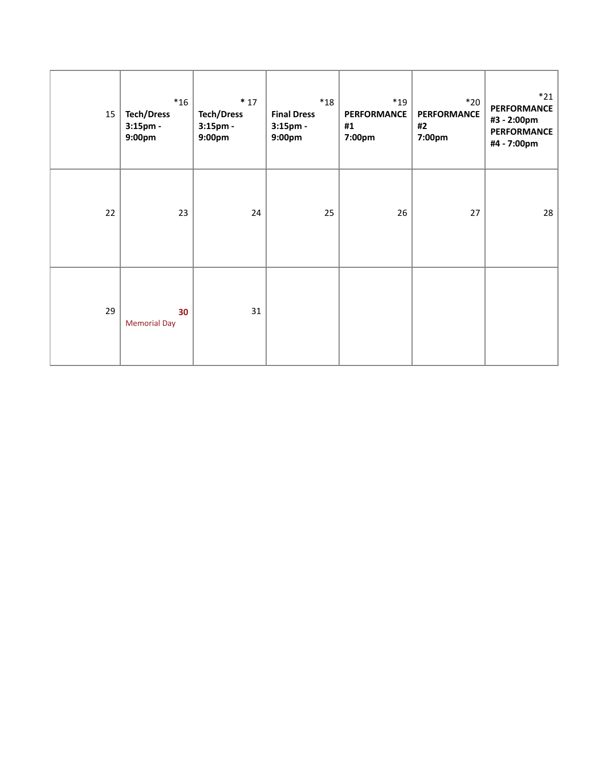| | | | | | | |
|---|---|---|---|---|---|---|
| 15 | *16 **Tech/Dress 3:15pm - 9:00pm** | * 17 **Tech/Dress 3:15pm - 9:00pm** | *18 **Final Dress 3:15pm - 9:00pm** | *19 **PERFORMANCE #1 7:00pm** | *20 **PERFORMANCE #2 7:00pm** | *21 **PERFORMANCE #3 - 2:00pm PERFORMANCE #4 - 7:00pm** |
| 22 | 23 | 24 | 25 | 26 | 27 | 28 |
| 29 | **30** Memorial Day | 31 | | | | |